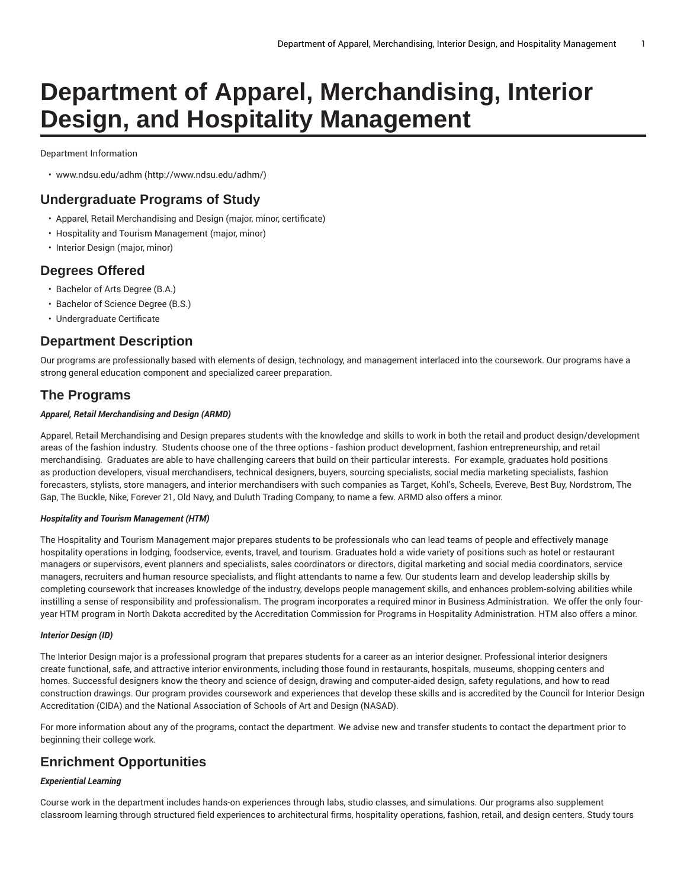# Department of Apparel, Merchandising, Interior Design, and Hospitality Management

Department Information

- www.ndsu.edu/adhm (http://www.ndsu.edu/adhm/)

## Undergraduate Programs of Study

- Apparel, Retail Merchandising and Design (major, minor, certificate)
- Hospitality and Tourism Management (major, minor)
- Interior Design (major, minor)

## Degrees Offered

- Bachelor of Arts Degree (B.A.)
- Bachelor of Science Degree (B.S.)
- Undergraduate Certificate

## Department Description

Our programs are professionally based with elements of design, technology, and management interlaced into the coursework. Our programs have a strong general education component and specialized career preparation.

## The Programs

***Apparel, Retail Merchandising and Design (ARMD)***

Apparel, Retail Merchandising and Design prepares students with the knowledge and skills to work in both the retail and product design/development areas of the fashion industry. Students choose one of the three options - fashion product development, fashion entrepreneurship, and retail merchandising. Graduates are able to have challenging careers that build on their particular interests. For example, graduates hold positions as production developers, visual merchandisers, technical designers, buyers, sourcing specialists, social media marketing specialists, fashion forecasters, stylists, store managers, and interior merchandisers with such companies as Target, Kohl's, Scheels, Evereve, Best Buy, Nordstrom, The Gap, The Buckle, Nike, Forever 21, Old Navy, and Duluth Trading Company, to name a few. ARMD also offers a minor.

***Hospitality and Tourism Management (HTM)***

The Hospitality and Tourism Management major prepares students to be professionals who can lead teams of people and effectively manage hospitality operations in lodging, foodservice, events, travel, and tourism. Graduates hold a wide variety of positions such as hotel or restaurant managers or supervisors, event planners and specialists, sales coordinators or directors, digital marketing and social media coordinators, service managers, recruiters and human resource specialists, and flight attendants to name a few. Our students learn and develop leadership skills by completing coursework that increases knowledge of the industry, develops people management skills, and enhances problem-solving abilities while instilling a sense of responsibility and professionalism. The program incorporates a required minor in Business Administration. We offer the only four-year HTM program in North Dakota accredited by the Accreditation Commission for Programs in Hospitality Administration. HTM also offers a minor.

***Interior Design (ID)***

The Interior Design major is a professional program that prepares students for a career as an interior designer. Professional interior designers create functional, safe, and attractive interior environments, including those found in restaurants, hospitals, museums, shopping centers and homes. Successful designers know the theory and science of design, drawing and computer-aided design, safety regulations, and how to read construction drawings. Our program provides coursework and experiences that develop these skills and is accredited by the Council for Interior Design Accreditation (CIDA) and the National Association of Schools of Art and Design (NASAD).

For more information about any of the programs, contact the department. We advise new and transfer students to contact the department prior to beginning their college work.

## Enrichment Opportunities

***Experiential Learning***

Course work in the department includes hands-on experiences through labs, studio classes, and simulations. Our programs also supplement classroom learning through structured field experiences to architectural firms, hospitality operations, fashion, retail, and design centers. Study tours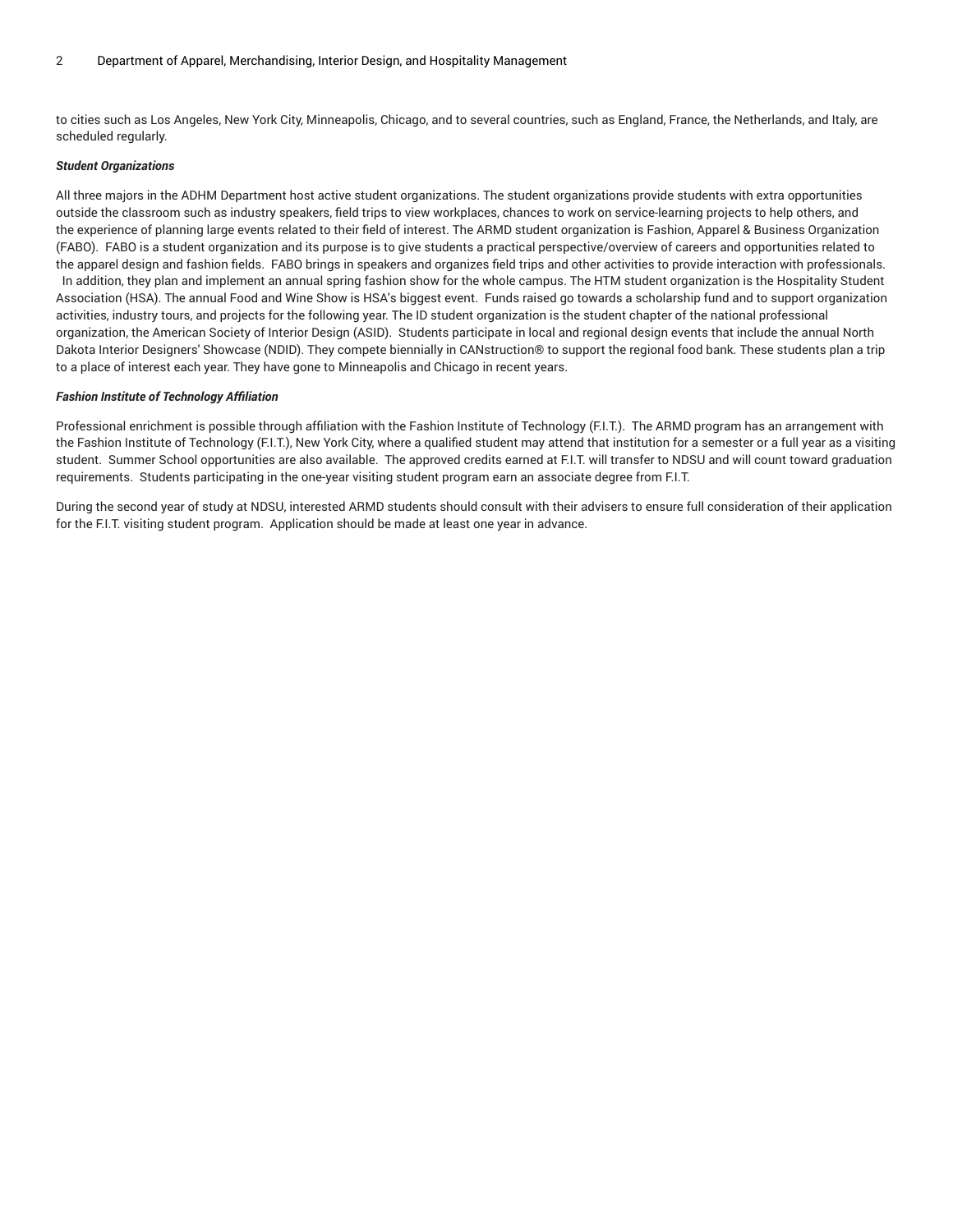to cities such as Los Angeles, New York City, Minneapolis, Chicago, and to several countries, such as England, France, the Netherlands, and Italy, are scheduled regularly.

***Student Organizations***

All three majors in the ADHM Department host active student organizations. The student organizations provide students with extra opportunities outside the classroom such as industry speakers, field trips to view workplaces, chances to work on service-learning projects to help others, and the experience of planning large events related to their field of interest. The ARMD student organization is Fashion, Apparel & Business Organization (FABO). FABO is a student organization and its purpose is to give students a practical perspective/overview of careers and opportunities related to the apparel design and fashion fields. FABO brings in speakers and organizes field trips and other activities to provide interaction with professionals. In addition, they plan and implement an annual spring fashion show for the whole campus. The HTM student organization is the Hospitality Student Association (HSA). The annual Food and Wine Show is HSA's biggest event. Funds raised go towards a scholarship fund and to support organization activities, industry tours, and projects for the following year. The ID student organization is the student chapter of the national professional organization, the American Society of Interior Design (ASID). Students participate in local and regional design events that include the annual North Dakota Interior Designers' Showcase (NDID). They compete biennially in CANstruction® to support the regional food bank. These students plan a trip to a place of interest each year. They have gone to Minneapolis and Chicago in recent years.

***Fashion Institute of Technology Affiliation***

Professional enrichment is possible through affiliation with the Fashion Institute of Technology (F.I.T.). The ARMD program has an arrangement with the Fashion Institute of Technology (F.I.T.), New York City, where a qualified student may attend that institution for a semester or a full year as a visiting student. Summer School opportunities are also available. The approved credits earned at F.I.T. will transfer to NDSU and will count toward graduation requirements. Students participating in the one-year visiting student program earn an associate degree from F.I.T.

During the second year of study at NDSU, interested ARMD students should consult with their advisers to ensure full consideration of their application for the F.I.T. visiting student program. Application should be made at least one year in advance.